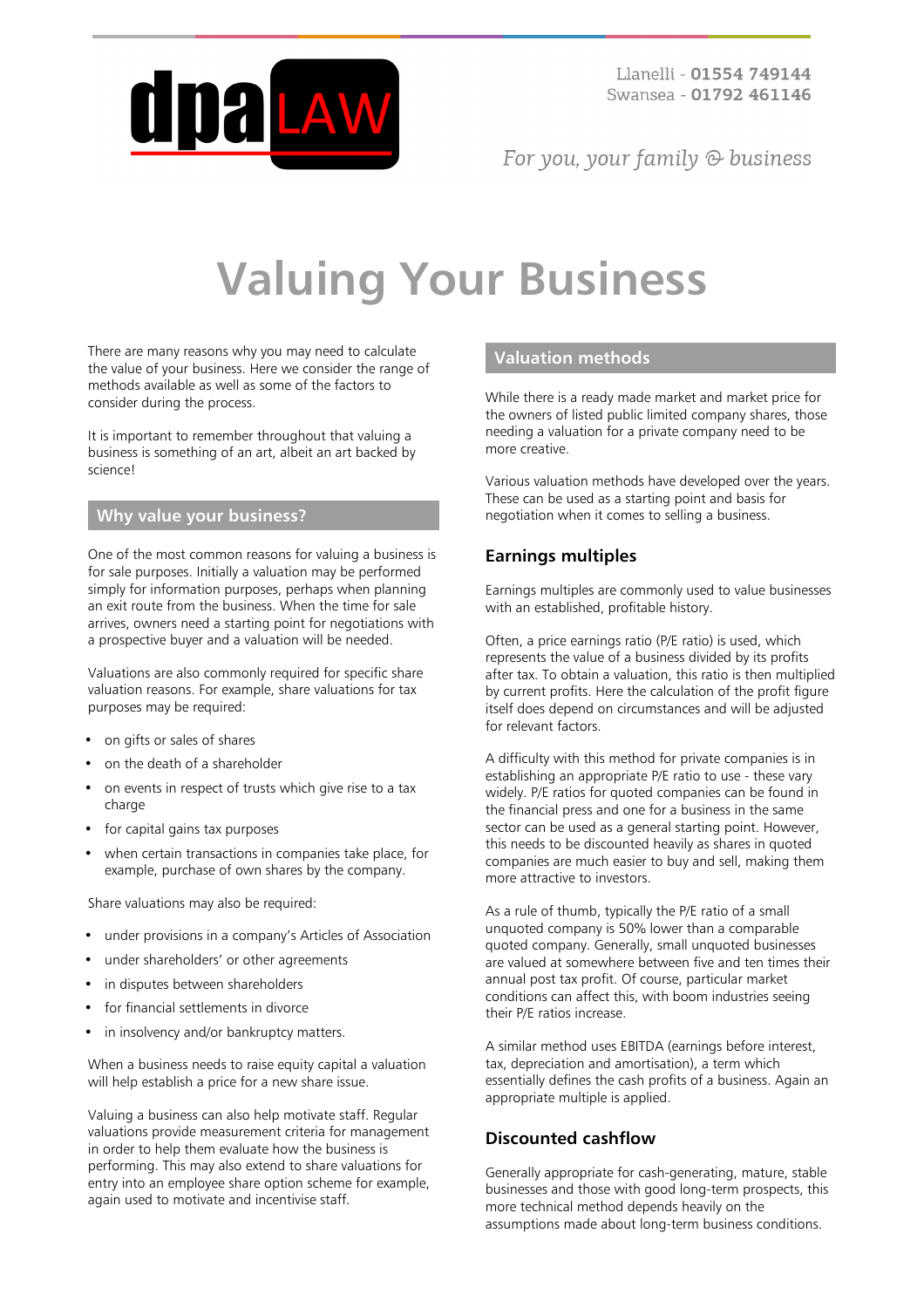Llanelli - **01554 749144**
Swansea - **01792 461146**

*For you, your family & business*

# Valuing Your Business

There are many reasons why you may need to calculate the value of your business. Here we consider the range of methods available as well as some of the factors to consider during the process.

It is important to remember throughout that valuing a business is something of an art, albeit an art backed by science!

## Why value your business?

One of the most common reasons for valuing a business is for sale purposes. Initially a valuation may be performed simply for information purposes, perhaps when planning an exit route from the business. When the time for sale arrives, owners need a starting point for negotiations with a prospective buyer and a valuation will be needed.

Valuations are also commonly required for specific share valuation reasons. For example, share valuations for tax purposes may be required:

- on gifts or sales of shares
- on the death of a shareholder
- on events in respect of trusts which give rise to a tax charge
- for capital gains tax purposes
- when certain transactions in companies take place, for example, purchase of own shares by the company.

Share valuations may also be required:

- under provisions in a company's Articles of Association
- under shareholders' or other agreements
- in disputes between shareholders
- for financial settlements in divorce
- in insolvency and/or bankruptcy matters.

When a business needs to raise equity capital a valuation will help establish a price for a new share issue.

Valuing a business can also help motivate staff. Regular valuations provide measurement criteria for management in order to help them evaluate how the business is performing. This may also extend to share valuations for entry into an employee share option scheme for example, again used to motivate and incentivise staff.

## Valuation methods

While there is a ready made market and market price for the owners of listed public limited company shares, those needing a valuation for a private company need to be more creative.

Various valuation methods have developed over the years. These can be used as a starting point and basis for negotiation when it comes to selling a business.

### Earnings multiples

Earnings multiples are commonly used to value businesses with an established, profitable history.

Often, a price earnings ratio (P/E ratio) is used, which represents the value of a business divided by its profits after tax. To obtain a valuation, this ratio is then multiplied by current profits. Here the calculation of the profit figure itself does depend on circumstances and will be adjusted for relevant factors.

A difficulty with this method for private companies is in establishing an appropriate P/E ratio to use - these vary widely. P/E ratios for quoted companies can be found in the financial press and one for a business in the same sector can be used as a general starting point. However, this needs to be discounted heavily as shares in quoted companies are much easier to buy and sell, making them more attractive to investors.

As a rule of thumb, typically the P/E ratio of a small unquoted company is 50% lower than a comparable quoted company. Generally, small unquoted businesses are valued at somewhere between five and ten times their annual post tax profit. Of course, particular market conditions can affect this, with boom industries seeing their P/E ratios increase.

A similar method uses EBITDA (earnings before interest, tax, depreciation and amortisation), a term which essentially defines the cash profits of a business. Again an appropriate multiple is applied.

### Discounted cashflow

Generally appropriate for cash-generating, mature, stable businesses and those with good long-term prospects, this more technical method depends heavily on the assumptions made about long-term business conditions.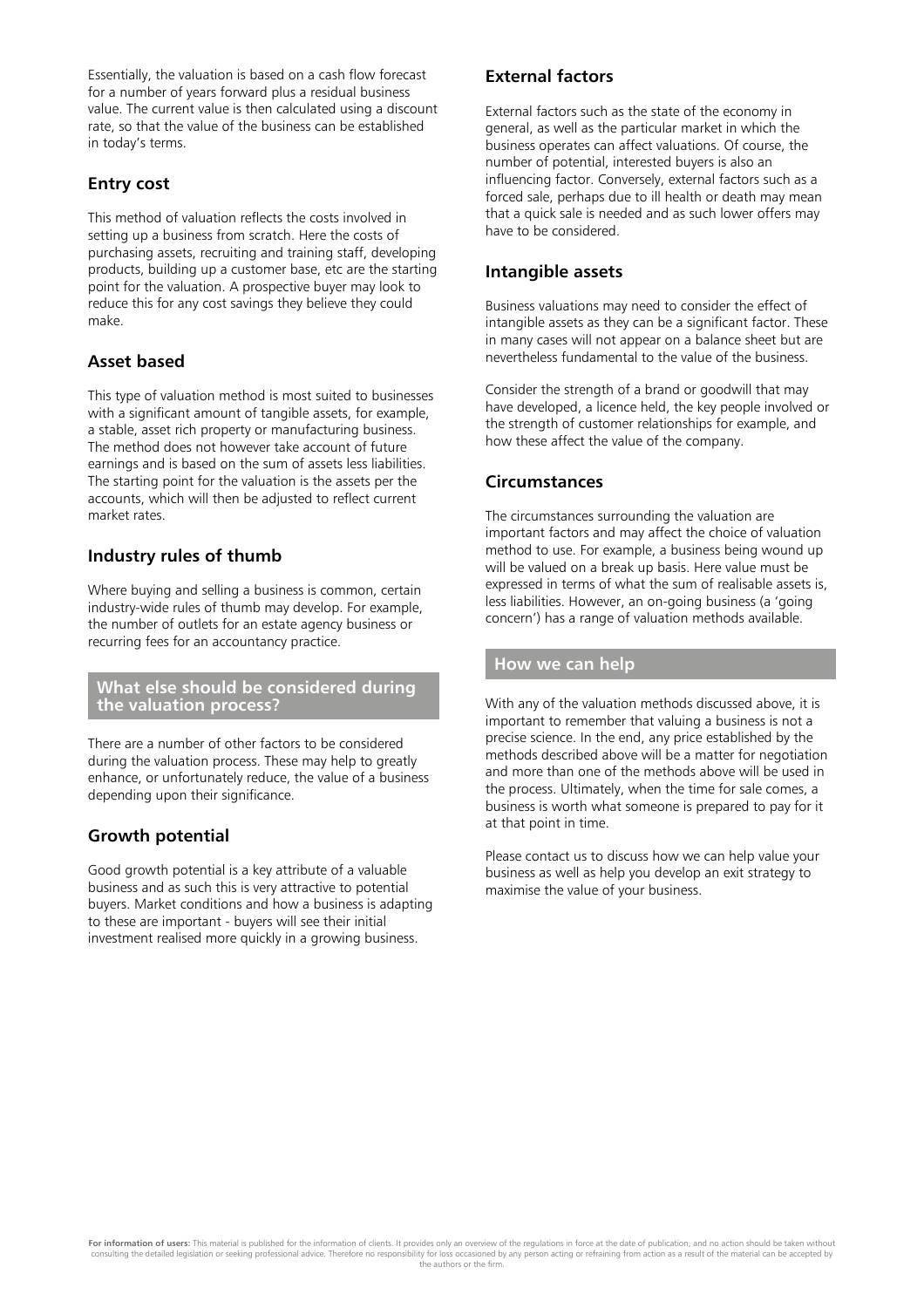Essentially, the valuation is based on a cash flow forecast for a number of years forward plus a residual business value. The current value is then calculated using a discount rate, so that the value of the business can be established in today's terms.

### Entry cost

This method of valuation reflects the costs involved in setting up a business from scratch. Here the costs of purchasing assets, recruiting and training staff, developing products, building up a customer base, etc are the starting point for the valuation. A prospective buyer may look to reduce this for any cost savings they believe they could make.

### Asset based

This type of valuation method is most suited to businesses with a significant amount of tangible assets, for example, a stable, asset rich property or manufacturing business. The method does not however take account of future earnings and is based on the sum of assets less liabilities. The starting point for the valuation is the assets per the accounts, which will then be adjusted to reflect current market rates.

### Industry rules of thumb

Where buying and selling a business is common, certain industry-wide rules of thumb may develop. For example, the number of outlets for an estate agency business or recurring fees for an accountancy practice.

## What else should be considered during the valuation process?

There are a number of other factors to be considered during the valuation process. These may help to greatly enhance, or unfortunately reduce, the value of a business depending upon their significance.

### Growth potential

Good growth potential is a key attribute of a valuable business and as such this is very attractive to potential buyers. Market conditions and how a business is adapting to these are important - buyers will see their initial investment realised more quickly in a growing business.

### External factors

External factors such as the state of the economy in general, as well as the particular market in which the business operates can affect valuations. Of course, the number of potential, interested buyers is also an influencing factor. Conversely, external factors such as a forced sale, perhaps due to ill health or death may mean that a quick sale is needed and as such lower offers may have to be considered.

### Intangible assets

Business valuations may need to consider the effect of intangible assets as they can be a significant factor. These in many cases will not appear on a balance sheet but are nevertheless fundamental to the value of the business.

Consider the strength of a brand or goodwill that may have developed, a licence held, the key people involved or the strength of customer relationships for example, and how these affect the value of the company.

### Circumstances

The circumstances surrounding the valuation are important factors and may affect the choice of valuation method to use. For example, a business being wound up will be valued on a break up basis. Here value must be expressed in terms of what the sum of realisable assets is, less liabilities. However, an on-going business (a 'going concern') has a range of valuation methods available.

## How we can help

With any of the valuation methods discussed above, it is important to remember that valuing a business is not a precise science. In the end, any price established by the methods described above will be a matter for negotiation and more than one of the methods above will be used in the process. Ultimately, when the time for sale comes, a business is worth what someone is prepared to pay for it at that point in time.

Please contact us to discuss how we can help value your business as well as help you develop an exit strategy to maximise the value of your business.

**For information of users:** This material is published for the information of clients. It provides only an overview of the regulations in force at the date of publication, and no action should be taken without consulting the detailed legislation or seeking professional advice. Therefore no responsibility for loss occasioned by any person acting or refraining from action as a result of the material can be accepted by the authors or the firm.